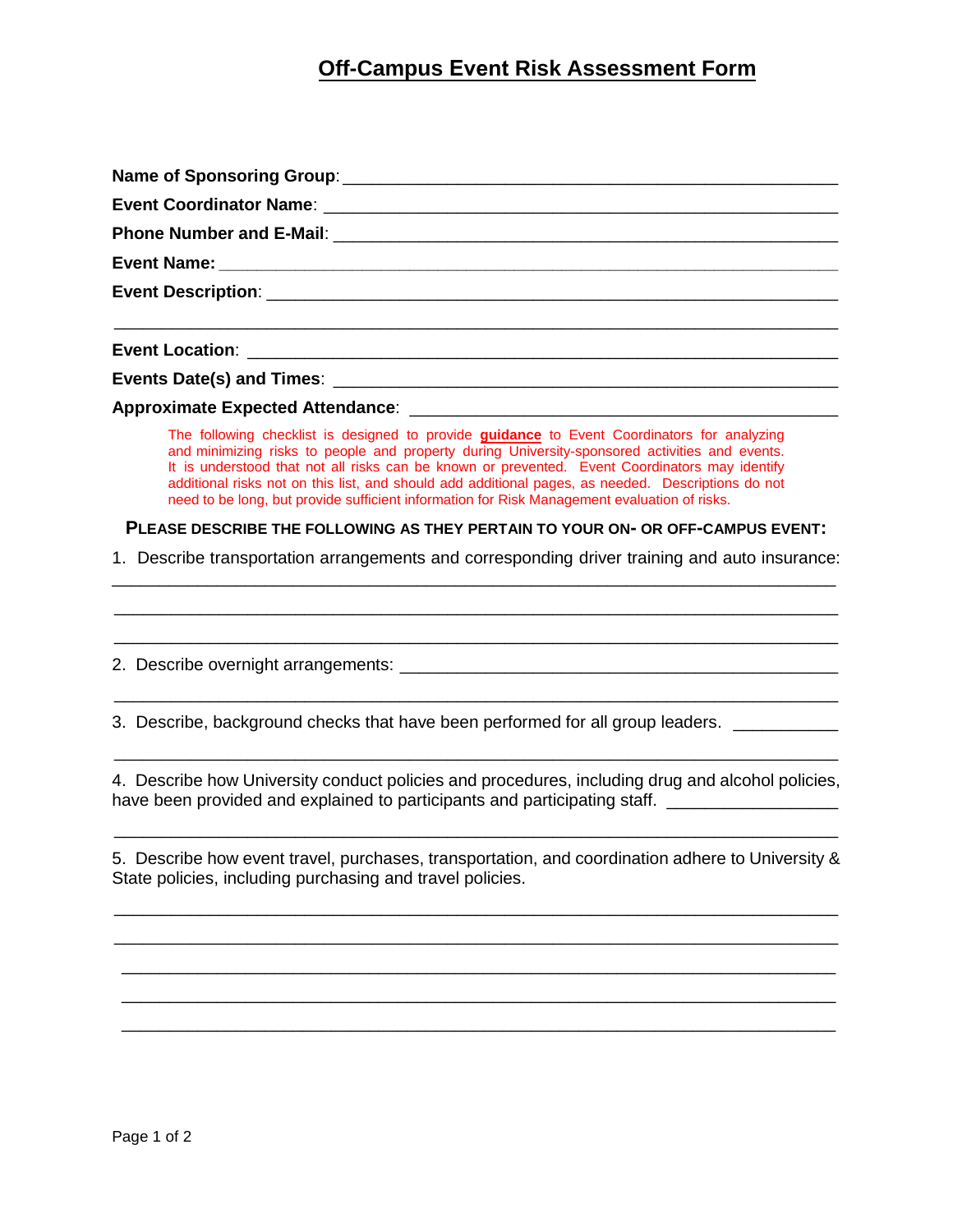# Off-Campus Event Risk Assessment Form

**Name of Sponsoring Group**: ____________________________________________________

**Event Coordinator Name**: ____________________________________________________

**Phone Number and E-Mail**: ___________________________________________________

**Event Name:** ________________________________________________________________

**Event Description**: _________________________________________________________

_______________________________________________________________________________

**Event Location**: ____________________________________________________________

**Events Date(s) and Times**: ___________________________________________________

**Approximate Expected Attendance**: ____________________________________________

The following checklist is designed to provide **guidance** to Event Coordinators for analyzing and minimizing risks to people and property during University-sponsored activities and events. It is understood that not all risks can be known or prevented. Event Coordinators may identify additional risks not on this list, and should add additional pages, as needed. Descriptions do not need to be long, but provide sufficient information for Risk Management evaluation of risks.

**PLEASE DESCRIBE THE FOLLOWING AS THEY PERTAIN TO YOUR ON- OR OFF-CAMPUS EVENT:**

1. Describe transportation arrangements and corresponding driver training and auto insurance:

_______________________________________________________________________________

_______________________________________________________________________________

_______________________________________________________________________________

2. Describe overnight arrangements: ______________________________________________

_______________________________________________________________________________

3. Describe, background checks that have been performed for all group leaders. ___________

_______________________________________________________________________________

4. Describe how University conduct policies and procedures, including drug and alcohol policies, have been provided and explained to participants and participating staff. _________________

_______________________________________________________________________________

5. Describe how event travel, purchases, transportation, and coordination adhere to University & State policies, including purchasing and travel policies.

_______________________________________________________________________________

_______________________________________________________________________________

_______________________________________________________________________________

_______________________________________________________________________________

_______________________________________________________________________________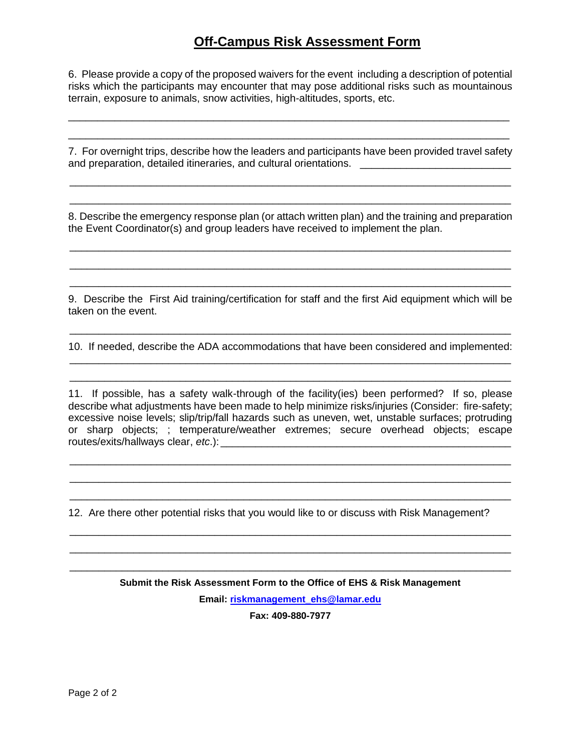# Off-Campus Risk Assessment Form

6. Please provide a copy of the proposed waivers for the event including a description of potential risks which the participants may encounter that may pose additional risks such as mountainous terrain, exposure to animals, snow activities, high-altitudes, sports, etc.

______________________________________________________________________________

______________________________________________________________________________

7. For overnight trips, describe how the leaders and participants have been provided travel safety and preparation, detailed itineraries, and cultural orientations. ___________________________

______________________________________________________________________________

______________________________________________________________________________

8. Describe the emergency response plan (or attach written plan) and the training and preparation the Event Coordinator(s) and group leaders have received to implement the plan.

______________________________________________________________________________

______________________________________________________________________________

______________________________________________________________________________

9. Describe the First Aid training/certification for staff and the first Aid equipment which will be taken on the event.

______________________________________________________________________________

10. If needed, describe the ADA accommodations that have been considered and implemented:

______________________________________________________________________________

______________________________________________________________________________

11. If possible, has a safety walk-through of the facility(ies) been performed? If so, please describe what adjustments have been made to help minimize risks/injuries (Consider: fire-safety; excessive noise levels; slip/trip/fall hazards such as uneven, wet, unstable surfaces; protruding or sharp objects; ; temperature/weather extremes; secure overhead objects; escape routes/exits/hallways clear, *etc*.): ____________________________________________________

______________________________________________________________________________

______________________________________________________________________________

______________________________________________________________________________

12. Are there other potential risks that you would like to or discuss with Risk Management?

______________________________________________________________________________

______________________________________________________________________________

______________________________________________________________________________

**Submit the Risk Assessment Form to the Office of EHS & Risk Management**

**Email: riskmanagement_ehs@lamar.edu**

**Fax: 409-880-7977**